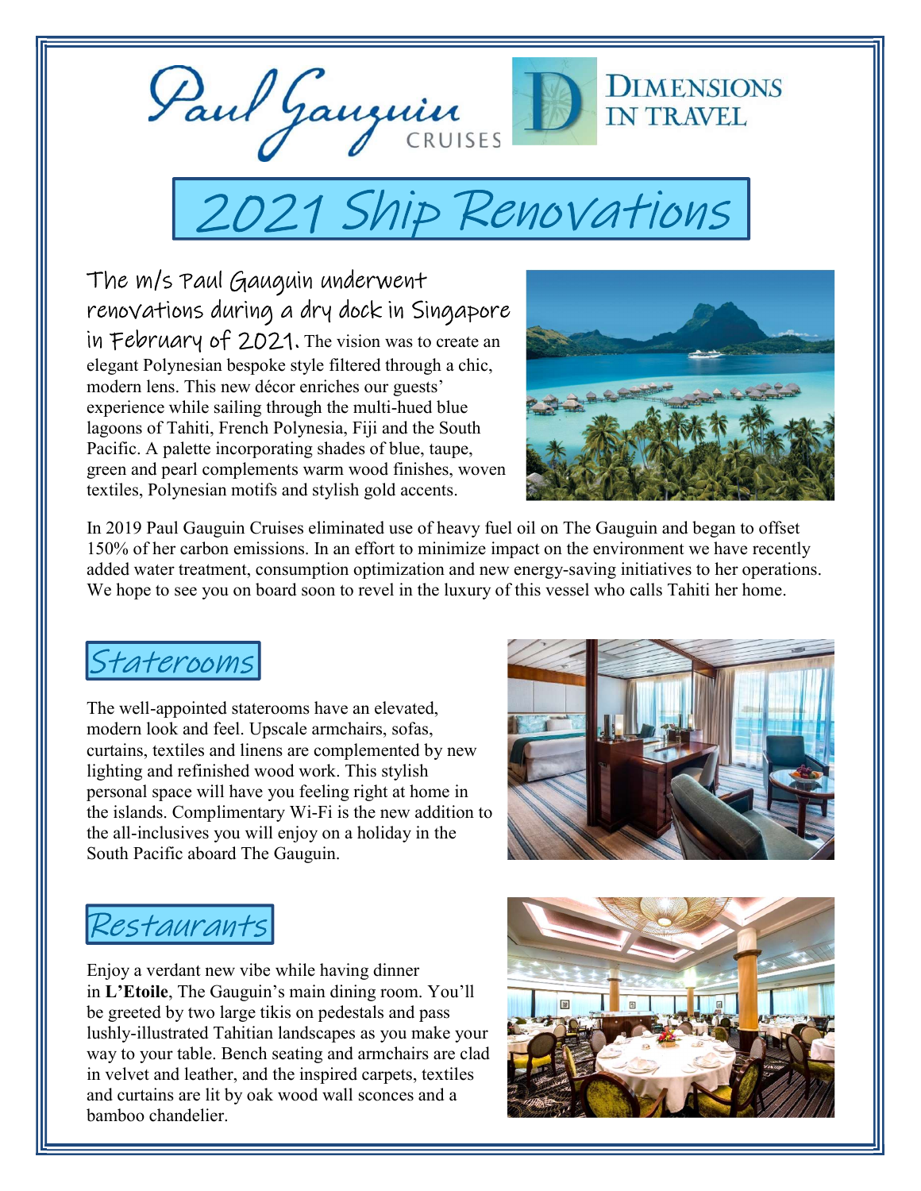Paul Gauguin CRUISES

DIMENSIONS IN TRAVEL

# 2021 Ship Renovations

The m/s Paul Gauguin underwent renovations during a dry dock in Singapore in February of 2021. The vision was to create an elegant Polynesian bespoke style filtered through a chic, modern lens. This new décor enriches our guests' experience while sailing through the multi-hued blue lagoons of Tahiti, French Polynesia, Fiji and the South Pacific. A palette incorporating shades of blue, taupe, green and pearl complements warm wood finishes, woven textiles, Polynesian motifs and stylish gold accents.

In 2019 Paul Gauguin Cruises eliminated use of heavy fuel oil on The Gauguin and began to offset 150% of her carbon emissions. In an effort to minimize impact on the environment we have recently added water treatment, consumption optimization and new energy-saving initiatives to her operations. We hope to see you on board soon to revel in the luxury of this vessel who calls Tahiti her home.

## Staterooms

The well-appointed staterooms have an elevated, modern look and feel. Upscale armchairs, sofas, curtains, textiles and linens are complemented by new lighting and refinished wood work. This stylish personal space will have you feeling right at home in the islands. Complimentary Wi-Fi is the new addition to the all-inclusives you will enjoy on a holiday in the South Pacific aboard The Gauguin.

## Restaurants

Enjoy a verdant new vibe while having dinner in **L'Etoile**, The Gauguin's main dining room. You'll be greeted by two large tikis on pedestals and pass lushly-illustrated Tahitian landscapes as you make your way to your table. Bench seating and armchairs are clad in velvet and leather, and the inspired carpets, textiles and curtains are lit by oak wood wall sconces and a bamboo chandelier.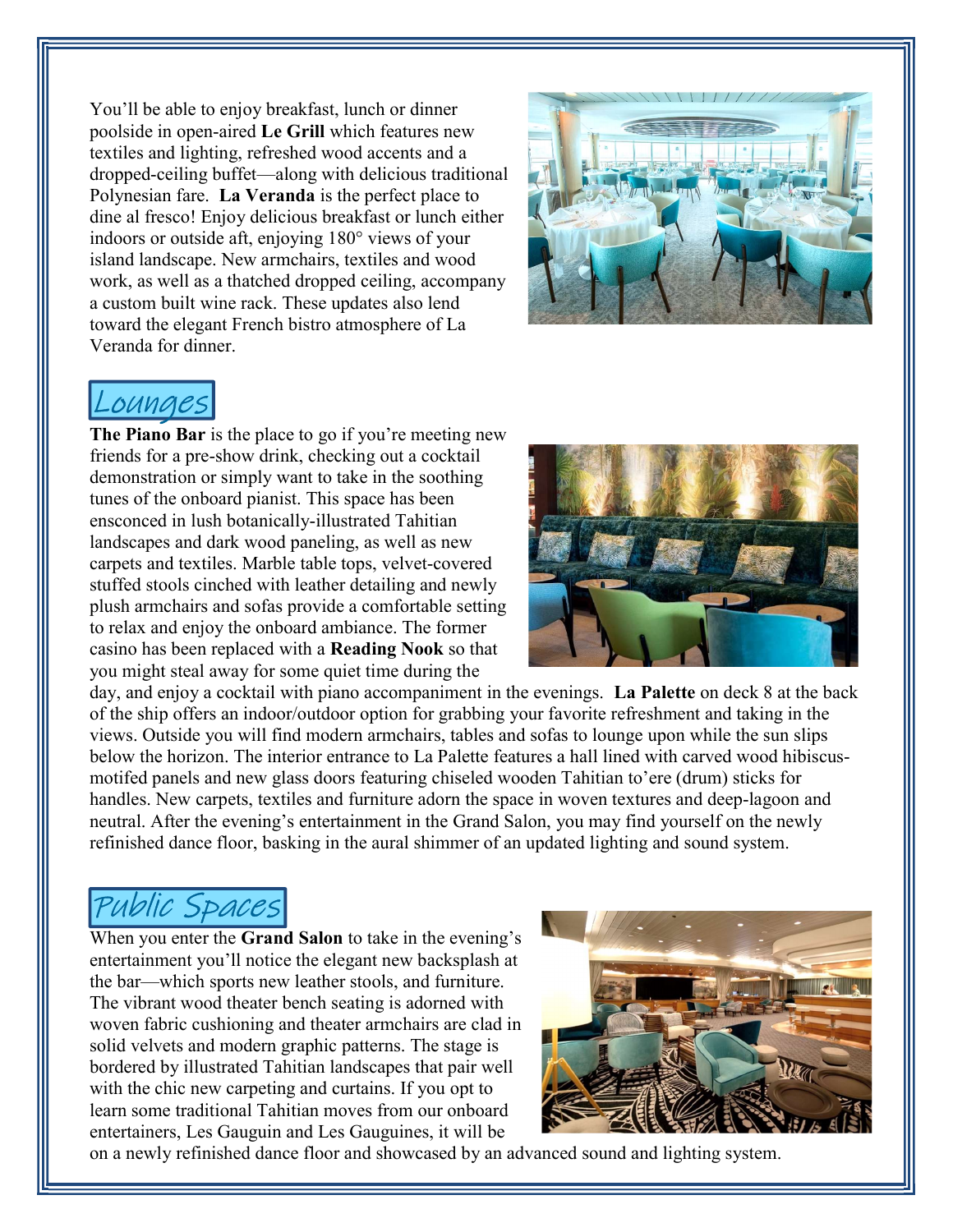You'll be able to enjoy breakfast, lunch or dinner poolside in open-aired **Le Grill** which features new textiles and lighting, refreshed wood accents and a dropped-ceiling buffet—along with delicious traditional Polynesian fare.  **La Veranda** is the perfect place to dine al fresco! Enjoy delicious breakfast or lunch either indoors or outside aft, enjoying 180° views of your island landscape. New armchairs, textiles and wood work, as well as a thatched dropped ceiling, accompany a custom built wine rack. These updates also lend toward the elegant French bistro atmosphere of La Veranda for dinner.

## Lounges

**The Piano Bar** is the place to go if you're meeting new friends for a pre-show drink, checking out a cocktail demonstration or simply want to take in the soothing tunes of the onboard pianist. This space has been ensconced in lush botanically-illustrated Tahitian landscapes and dark wood paneling, as well as new carpets and textiles. Marble table tops, velvet-covered stuffed stools cinched with leather detailing and newly plush armchairs and sofas provide a comfortable setting to relax and enjoy the onboard ambiance. The former casino has been replaced with a **Reading Nook** so that you might steal away for some quiet time during the day, and enjoy a cocktail with piano accompaniment in the evenings.  **La Palette** on deck 8 at the back of the ship offers an indoor/outdoor option for grabbing your favorite refreshment and taking in the views. Outside you will find modern armchairs, tables and sofas to lounge upon while the sun slips below the horizon. The interior entrance to La Palette features a hall lined with carved wood hibiscus-motifed panels and new glass doors featuring chiseled wooden Tahitian to'ere (drum) sticks for handles. New carpets, textiles and furniture adorn the space in woven textures and deep-lagoon and neutral. After the evening's entertainment in the Grand Salon, you may find yourself on the newly refinished dance floor, basking in the aural shimmer of an updated lighting and sound system.

## Public Spaces

When you enter the **Grand Salon** to take in the evening's entertainment you'll notice the elegant new backsplash at the bar—which sports new leather stools, and furniture. The vibrant wood theater bench seating is adorned with woven fabric cushioning and theater armchairs are clad in solid velvets and modern graphic patterns. The stage is bordered by illustrated Tahitian landscapes that pair well with the chic new carpeting and curtains. If you opt to learn some traditional Tahitian moves from our onboard entertainers, Les Gauguin and Les Gauguines, it will be on a newly refinished dance floor and showcased by an advanced sound and lighting system.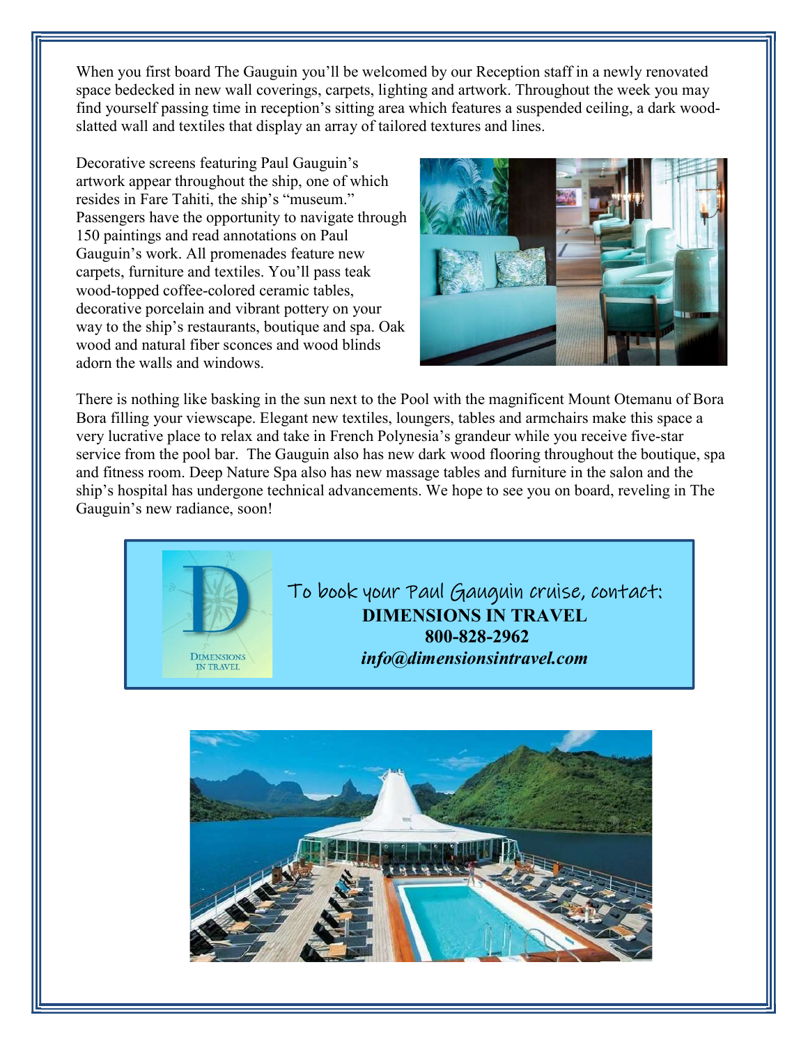When you first board The Gauguin you'll be welcomed by our Reception staff in a newly renovated space bedecked in new wall coverings, carpets, lighting and artwork. Throughout the week you may find yourself passing time in reception's sitting area which features a suspended ceiling, a dark wood-slatted wall and textiles that display an array of tailored textures and lines.

Decorative screens featuring Paul Gauguin's artwork appear throughout the ship, one of which resides in Fare Tahiti, the ship's "museum." Passengers have the opportunity to navigate through 150 paintings and read annotations on Paul Gauguin's work. All promenades feature new carpets, furniture and textiles. You'll pass teak wood-topped coffee-colored ceramic tables, decorative porcelain and vibrant pottery on your way to the ship's restaurants, boutique and spa. Oak wood and natural fiber sconces and wood blinds adorn the walls and windows.

There is nothing like basking in the sun next to the Pool with the magnificent Mount Otemanu of Bora Bora filling your viewscape. Elegant new textiles, loungers, tables and armchairs make this space a very lucrative place to relax and take in French Polynesia's grandeur while you receive five-star service from the pool bar. The Gauguin also has new dark wood flooring throughout the boutique, spa and fitness room. Deep Nature Spa also has new massage tables and furniture in the salon and the ship's hospital has undergone technical advancements. We hope to see you on board, reveling in The Gauguin's new radiance, soon!

To book your Paul Gauguin cruise, contact:

**DIMENSIONS IN TRAVEL**

**800-828-2962**

***info@dimensionsintravel.com***